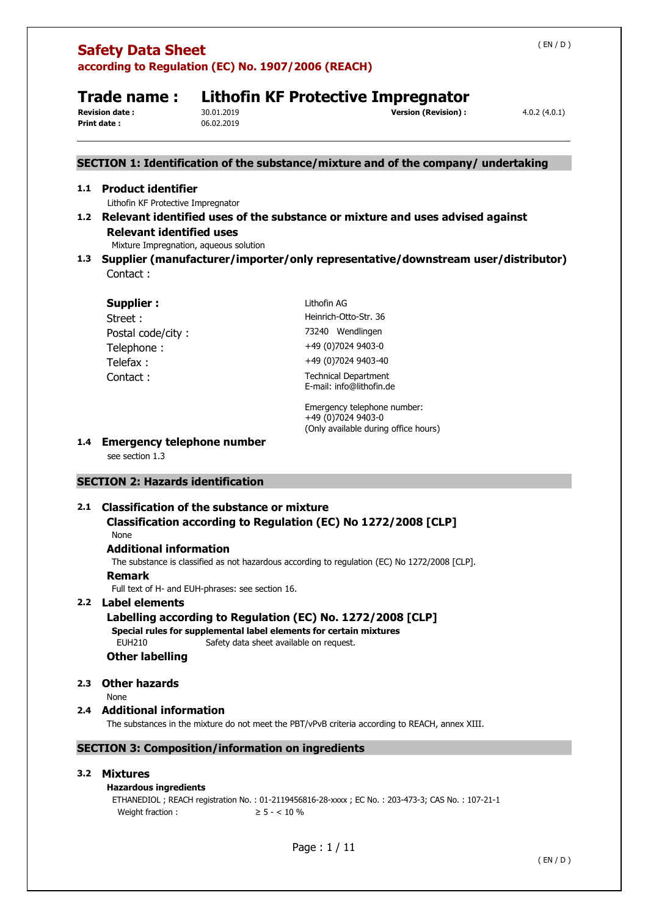# Safety Data Sheet

**according to Regulation (EC) No. 1907/2006 (REACH)**

## Trade name : Lithofin KF Protective Impregnator

**Revision date :** 30.01.2019 **Version (Revision) :** 4.0.2 (4.0.1)
**Print date :** 06.02.2019

## SECTION 1: Identification of the substance/mixture and of the company/ undertaking

### 1.1 Product identifier

Lithofin KF Protective Impregnator

### 1.2 Relevant identified uses of the substance or mixture and uses advised against

**Relevant identified uses**

Mixture Impregnation, aqueous solution

### 1.3 Supplier (manufacturer/importer/only representative/downstream user/distributor)

Contact :

| | |
|---|---|
| **Supplier :** | Lithofin AG |
| Street : | Heinrich-Otto-Str. 36 |
| Postal code/city : | 73240 Wendlingen |
| Telephone : | +49 (0)7024 9403-0 |
| Telefax : | +49 (0)7024 9403-40 |
| Contact : | Technical Department<br>E-mail: info@lithofin.de |

Emergency telephone number:
+49 (0)7024 9403-0
(Only available during office hours)

### 1.4 Emergency telephone number

see section 1.3

## SECTION 2: Hazards identification

### 2.1 Classification of the substance or mixture

**Classification according to Regulation (EC) No 1272/2008 [CLP]**

None

**Additional information**

The substance is classified as not hazardous according to regulation (EC) No 1272/2008 [CLP].

**Remark**

Full text of H- and EUH-phrases: see section 16.

### 2.2 Label elements

**Labelling according to Regulation (EC) No. 1272/2008 [CLP]**

**Special rules for supplemental label elements for certain mixtures**

EUH210 Safety data sheet available on request.

**Other labelling**

### 2.3 Other hazards

None

### 2.4 Additional information

The substances in the mixture do not meet the PBT/vPvB criteria according to REACH, annex XIII.

## SECTION 3: Composition/information on ingredients

### 3.2 Mixtures

**Hazardous ingredients**

ETHANEDIOL ; REACH registration No. : 01-2119456816-28-xxxx ; EC No. : 203-473-3; CAS No. : 107-21-1

Weight fraction : ≥ 5 - < 10 %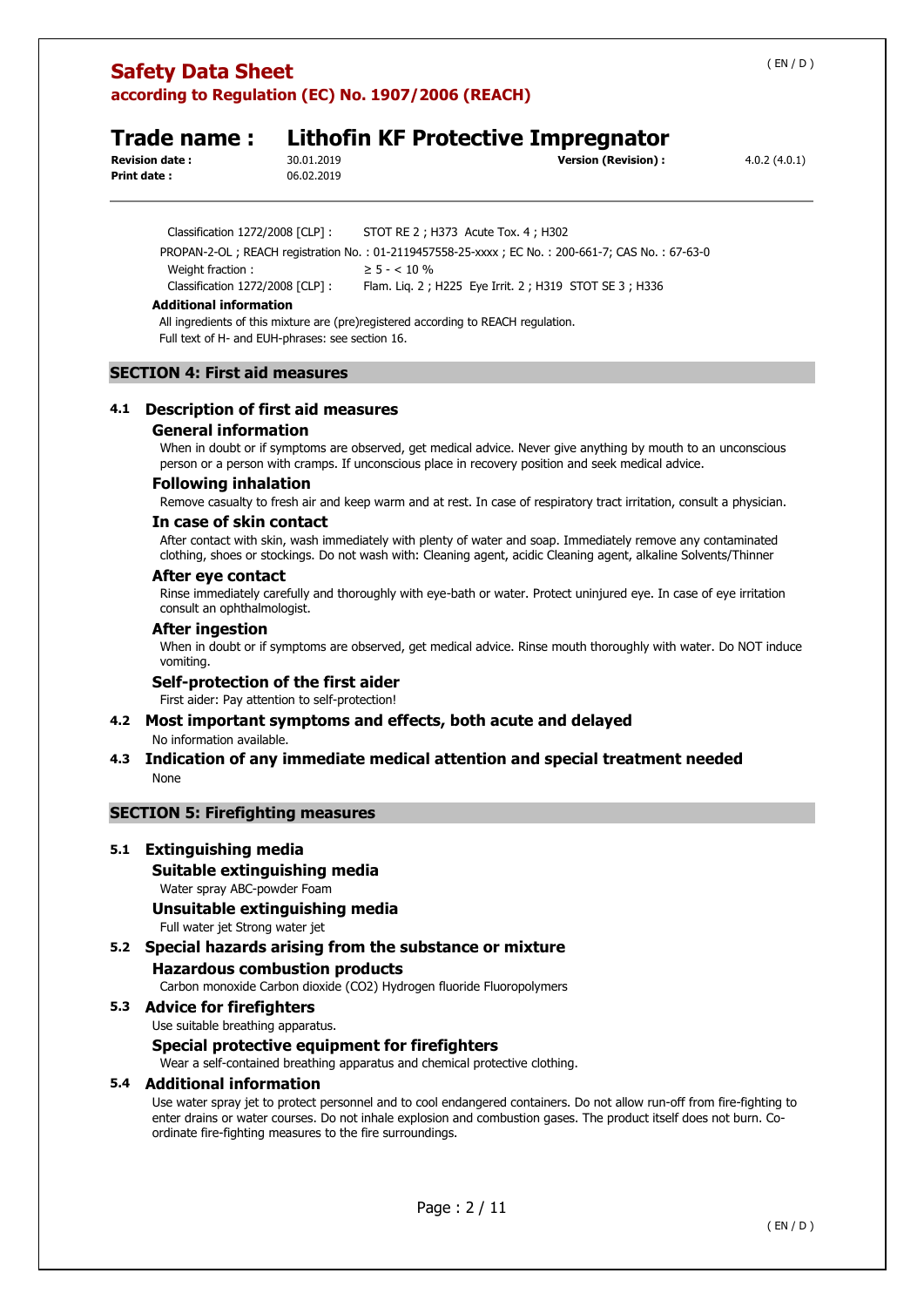Classification 1272/2008 [CLP] : STOT RE 2 ; H373 Acute Tox. 4 ; H302

PROPAN-2-OL ; REACH registration No. : 01-2119457558-25-xxxx ; EC No. : 200-661-7; CAS No. : 67-63-0

Weight fraction : ≥ 5 - < 10 %

Classification 1272/2008 [CLP] : Flam. Liq. 2 ; H225 Eye Irrit. 2 ; H319 STOT SE 3 ; H336

**Additional information**

All ingredients of this mixture are (pre)registered according to REACH regulation.
Full text of H- and EUH-phrases: see section 16.

## SECTION 4: First aid measures

### 4.1 Description of first aid measures

#### General information

When in doubt or if symptoms are observed, get medical advice. Never give anything by mouth to an unconscious person or a person with cramps. If unconscious place in recovery position and seek medical advice.

#### Following inhalation

Remove casualty to fresh air and keep warm and at rest. In case of respiratory tract irritation, consult a physician.

#### In case of skin contact

After contact with skin, wash immediately with plenty of water and soap. Immediately remove any contaminated clothing, shoes or stockings. Do not wash with: Cleaning agent, acidic Cleaning agent, alkaline Solvents/Thinner

#### After eye contact

Rinse immediately carefully and thoroughly with eye-bath or water. Protect uninjured eye. In case of eye irritation consult an ophthalmologist.

#### After ingestion

When in doubt or if symptoms are observed, get medical advice. Rinse mouth thoroughly with water. Do NOT induce vomiting.

#### Self-protection of the first aider

First aider: Pay attention to self-protection!

### 4.2 Most important symptoms and effects, both acute and delayed

No information available.

### 4.3 Indication of any immediate medical attention and special treatment needed

None

## SECTION 5: Firefighting measures

### 5.1 Extinguishing media

#### Suitable extinguishing media

Water spray ABC-powder Foam

#### Unsuitable extinguishing media

Full water jet Strong water jet

### 5.2 Special hazards arising from the substance or mixture

#### Hazardous combustion products

Carbon monoxide Carbon dioxide ($CO_2$) Hydrogen fluoride Fluoropolymers

### 5.3 Advice for firefighters

Use suitable breathing apparatus.

#### Special protective equipment for firefighters

Wear a self-contained breathing apparatus and chemical protective clothing.

### 5.4 Additional information

Use water spray jet to protect personnel and to cool endangered containers. Do not allow run-off from fire-fighting to enter drains or water courses. Do not inhale explosion and combustion gases. The product itself does not burn. Co-ordinate fire-fighting measures to the fire surroundings.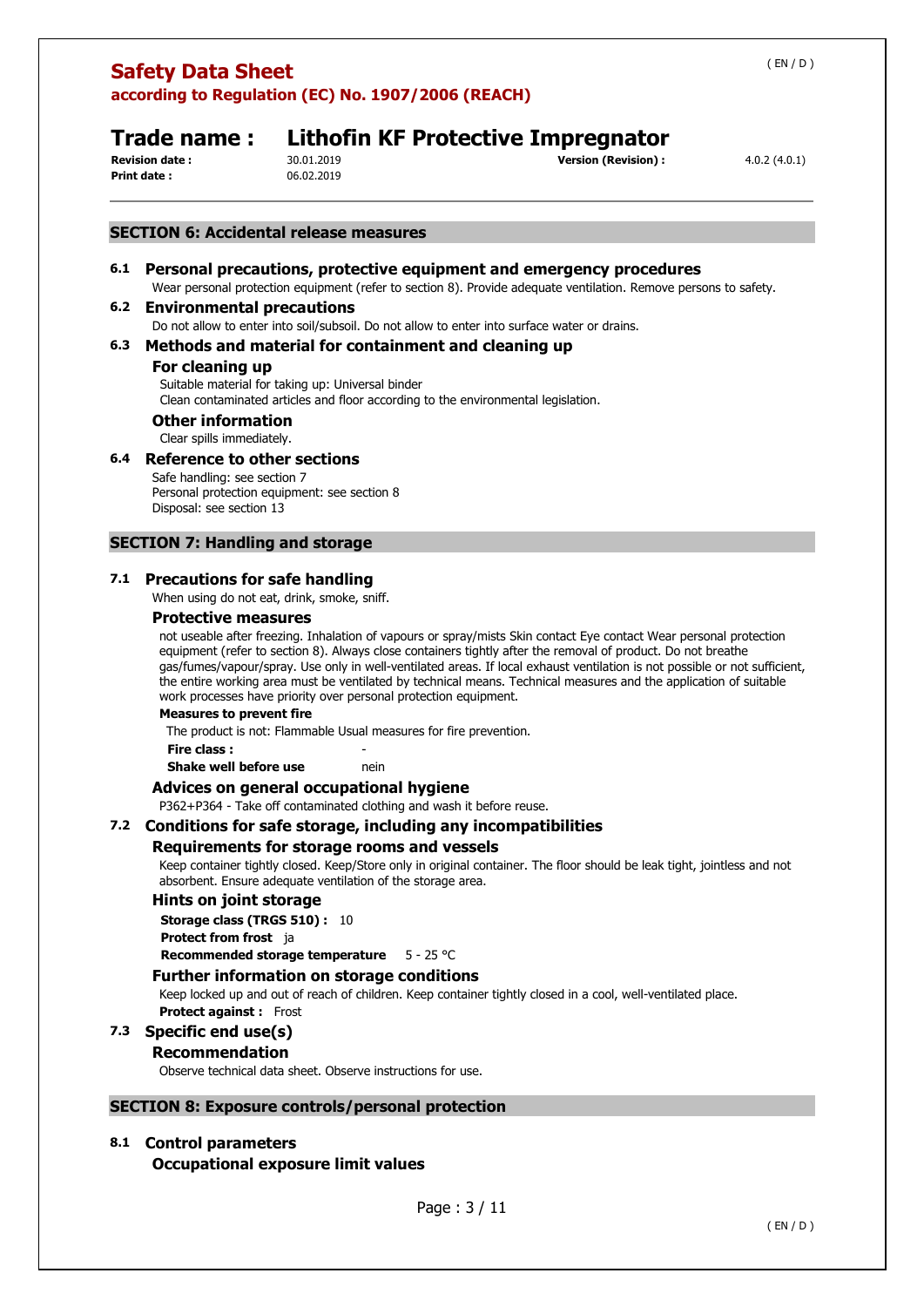## SECTION 6: Accidental release measures

### 6.1 Personal precautions, protective equipment and emergency procedures

Wear personal protection equipment (refer to section 8). Provide adequate ventilation. Remove persons to safety.

### 6.2 Environmental precautions

Do not allow to enter into soil/subsoil. Do not allow to enter into surface water or drains.

### 6.3 Methods and material for containment and cleaning up

#### For cleaning up

Suitable material for taking up: Universal binder
Clean contaminated articles and floor according to the environmental legislation.

#### Other information

Clear spills immediately.

### 6.4 Reference to other sections

Safe handling: see section 7
Personal protection equipment: see section 8
Disposal: see section 13

## SECTION 7: Handling and storage

### 7.1 Precautions for safe handling

When using do not eat, drink, smoke, sniff.

#### Protective measures

not useable after freezing. Inhalation of vapours or spray/mists Skin contact Eye contact Wear personal protection equipment (refer to section 8). Always close containers tightly after the removal of product. Do not breathe gas/fumes/vapour/spray. Use only in well-ventilated areas. If local exhaust ventilation is not possible or not sufficient, the entire working area must be ventilated by technical means. Technical measures and the application of suitable work processes have priority over personal protection equipment.

**Measures to prevent fire**

The product is not: Flammable Usual measures for fire prevention.

**Fire class :** -

**Shake well before use** nein

#### Advices on general occupational hygiene

P362+P364 - Take off contaminated clothing and wash it before reuse.

### 7.2 Conditions for safe storage, including any incompatibilities

#### Requirements for storage rooms and vessels

Keep container tightly closed. Keep/Store only in original container. The floor should be leak tight, jointless and not absorbent. Ensure adequate ventilation of the storage area.

#### Hints on joint storage

**Storage class (TRGS 510) :** 10

**Protect from frost** ja

**Recommended storage temperature** 5 - 25 °C

#### Further information on storage conditions

Keep locked up and out of reach of children. Keep container tightly closed in a cool, well-ventilated place.

**Protect against :** Frost

### 7.3 Specific end use(s)

#### Recommendation

Observe technical data sheet. Observe instructions for use.

## SECTION 8: Exposure controls/personal protection

### 8.1 Control parameters

#### Occupational exposure limit values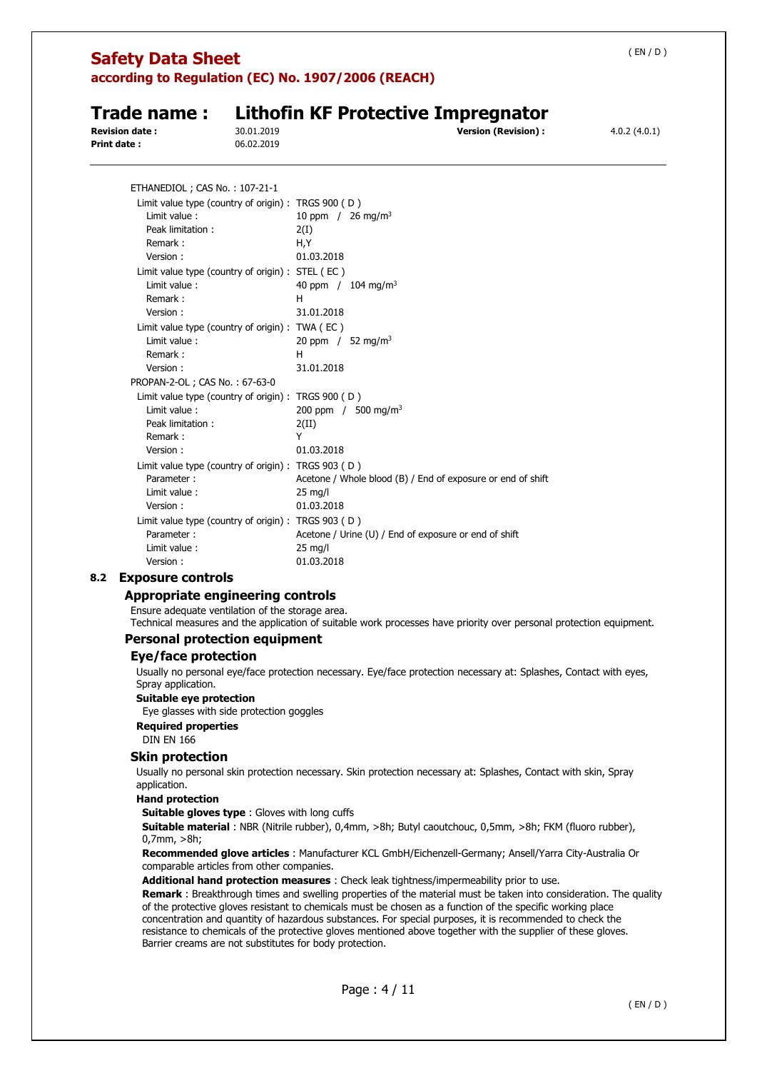ETHANEDIOL ; CAS No. : 107-21-1

Limit value type (country of origin) : TRGS 900 ( D )
- Limit value : 10 ppm / 26 mg/m³
- Peak limitation : 2(I)
- Remark : H,Y
- Version : 01.03.2018

Limit value type (country of origin) : STEL ( EC )
- Limit value : 40 ppm / 104 mg/m³
- Remark : H
- Version : 31.01.2018

Limit value type (country of origin) : TWA ( EC )
- Limit value : 20 ppm / 52 mg/m³
- Remark : H
- Version : 31.01.2018

PROPAN-2-OL ; CAS No. : 67-63-0

Limit value type (country of origin) : TRGS 900 ( D )
- Limit value : 200 ppm / 500 mg/m³
- Peak limitation : 2(II)
- Remark : Y
- Version : 01.03.2018

Limit value type (country of origin) : TRGS 903 ( D )
- Parameter : Acetone / Whole blood (B) / End of exposure or end of shift
- Limit value : 25 mg/l
- Version : 01.03.2018

Limit value type (country of origin) : TRGS 903 ( D )
- Parameter : Acetone / Urine (U) / End of exposure or end of shift
- Limit value : 25 mg/l
- Version : 01.03.2018

## 8.2 Exposure controls

### Appropriate engineering controls

Ensure adequate ventilation of the storage area.
Technical measures and the application of suitable work processes have priority over personal protection equipment.

### Personal protection equipment

#### Eye/face protection

Usually no personal eye/face protection necessary. Eye/face protection necessary at: Splashes, Contact with eyes, Spray application.

**Suitable eye protection**

Eye glasses with side protection goggles

**Required properties**

DIN EN 166

#### Skin protection

Usually no personal skin protection necessary. Skin protection necessary at: Splashes, Contact with skin, Spray application.

**Hand protection**

**Suitable gloves type** : Gloves with long cuffs

**Suitable material** : NBR (Nitrile rubber), 0,4mm, >8h; Butyl caoutchouc, 0,5mm, >8h; FKM (fluoro rubber), 0,7mm, >8h;

**Recommended glove articles** : Manufacturer KCL GmbH/Eichenzell-Germany; Ansell/Yarra City-Australia Or comparable articles from other companies.

**Additional hand protection measures** : Check leak tightness/impermeability prior to use.

**Remark** : Breakthrough times and swelling properties of the material must be taken into consideration. The quality of the protective gloves resistant to chemicals must be chosen as a function of the specific working place concentration and quantity of hazardous substances. For special purposes, it is recommended to check the resistance to chemicals of the protective gloves mentioned above together with the supplier of these gloves. Barrier creams are not substitutes for body protection.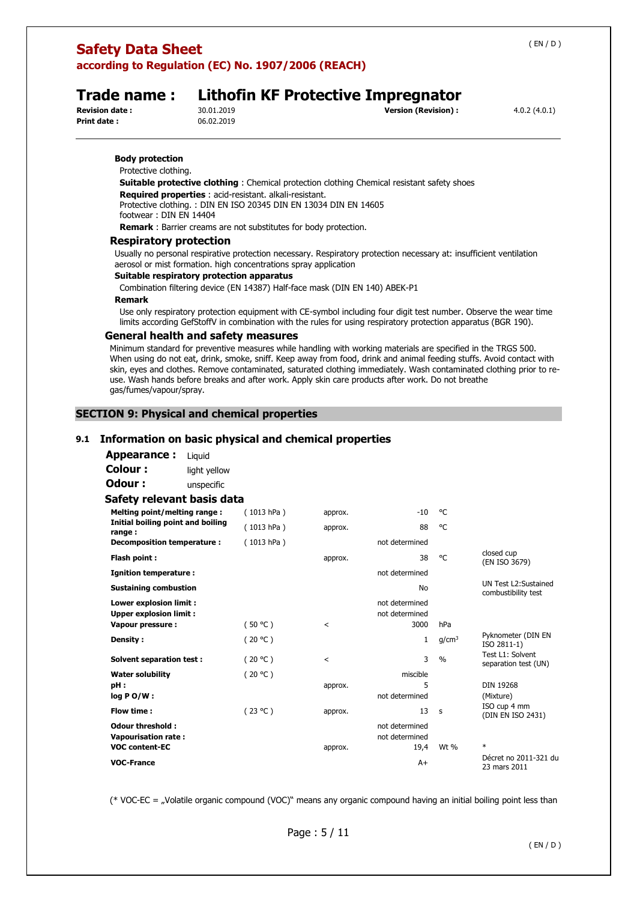**Body protection**

Protective clothing.

**Suitable protective clothing** : Chemical protection clothing Chemical resistant safety shoes

**Required properties** : acid-resistant. alkali-resistant.

Protective clothing. : DIN EN ISO 20345 DIN EN 13034 DIN EN 14605

footwear : DIN EN 14404

**Remark** : Barrier creams are not substitutes for body protection.

### Respiratory protection

Usually no personal respirative protection necessary. Respiratory protection necessary at: insufficient ventilation aerosol or mist formation. high concentrations spray application

**Suitable respiratory protection apparatus**

Combination filtering device (EN 14387) Half-face mask (DIN EN 140) ABEK-P1

**Remark**

Use only respiratory protection equipment with CE-symbol including four digit test number. Observe the wear time limits according GefStoffV in combination with the rules for using respiratory protection apparatus (BGR 190).

### General health and safety measures

Minimum standard for preventive measures while handling with working materials are specified in the TRGS 500. When using do not eat, drink, smoke, sniff. Keep away from food, drink and animal feeding stuffs. Avoid contact with skin, eyes and clothes. Remove contaminated, saturated clothing immediately. Wash contaminated clothing prior to re-use. Wash hands before breaks and after work. Apply skin care products after work. Do not breathe gas/fumes/vapour/spray.

## SECTION 9: Physical and chemical properties

### 9.1 Information on basic physical and chemical properties

**Appearance :** Liquid

**Colour :** light yellow

**Odour :** unspecific

**Safety relevant basis data**

| | | | | | |
|---|---|---|---|---|---|
| **Melting point/melting range :** | ( 1013 hPa ) | approx. | -10 | °C | |
| **Initial boiling point and boiling range :** | ( 1013 hPa ) | approx. | 88 | °C | |
| **Decomposition temperature :** | ( 1013 hPa ) | | not determined | | |
| **Flash point :** | | approx. | 38 | °C | closed cup (EN ISO 3679) |
| **Ignition temperature :** | | | not determined | | |
| **Sustaining combustion** | | | No | | UN Test L2:Sustained combustibility test |
| **Lower explosion limit :** | | | not determined | | |
| **Upper explosion limit :** | | | not determined | | |
| **Vapour pressure :** | ( 50 °C ) | < | 3000 | hPa | |
| **Density :** | ( 20 °C ) | | 1 | $g/cm^3$ | Pyknometer (DIN EN ISO 2811-1) |
| **Solvent separation test :** | ( 20 °C ) | < | 3 | % | Test L1: Solvent separation test (UN) |
| **Water solubility** | ( 20 °C ) | | miscible | | |
| **pH :** | | approx. | 5 | | DIN 19268 |
| **log P O/W :** | | | not determined | | (Mixture) |
| **Flow time :** | ( 23 °C ) | approx. | 13 | s | ISO cup 4 mm (DIN EN ISO 2431) |
| **Odour threshold :** | | | not determined | | |
| **Vapourisation rate :** | | | not determined | | |
| **VOC content-EC** | | approx. | 19,4 | Wt % | * |
| **VOC-France** | | | A+ | | Décret no 2011-321 du 23 mars 2011 |

(* VOC-EC = „Volatile organic compound (VOC)“ means any organic compound having an initial boiling point less than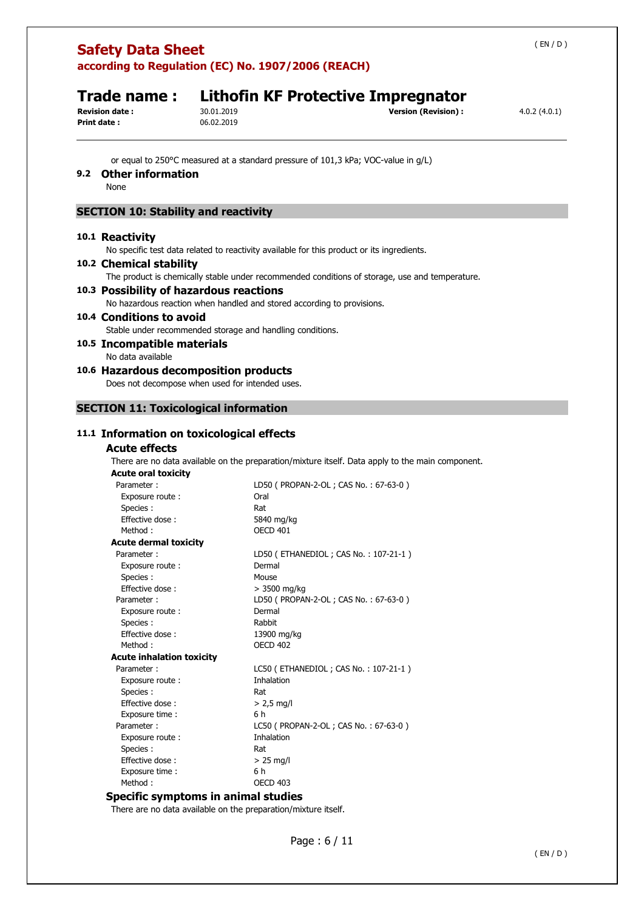or equal to 250°C measured at a standard pressure of 101,3 kPa; VOC-value in g/L)

### 9.2 Other information

None

## SECTION 10: Stability and reactivity

### 10.1 Reactivity

No specific test data related to reactivity available for this product or its ingredients.

### 10.2 Chemical stability

The product is chemically stable under recommended conditions of storage, use and temperature.

### 10.3 Possibility of hazardous reactions

No hazardous reaction when handled and stored according to provisions.

### 10.4 Conditions to avoid

Stable under recommended storage and handling conditions.

### 10.5 Incompatible materials

No data available

### 10.6 Hazardous decomposition products

Does not decompose when used for intended uses.

## SECTION 11: Toxicological information

### 11.1 Information on toxicological effects

#### Acute effects

There are no data available on the preparation/mixture itself. Data apply to the main component.

**Acute oral toxicity**

| | |
|---|---|
| Parameter : | LD50 ( PROPAN-2-OL ; CAS No. : 67-63-0 ) |
| Exposure route : | Oral |
| Species : | Rat |
| Effective dose : | 5840 mg/kg |
| Method : | OECD 401 |

**Acute dermal toxicity**

| | |
|---|---|
| Parameter : | LD50 ( ETHANEDIOL ; CAS No. : 107-21-1 ) |
| Exposure route : | Dermal |
| Species : | Mouse |
| Effective dose : | > 3500 mg/kg |
| Parameter : | LD50 ( PROPAN-2-OL ; CAS No. : 67-63-0 ) |
| Exposure route : | Dermal |
| Species : | Rabbit |
| Effective dose : | 13900 mg/kg |
| Method : | OECD 402 |

**Acute inhalation toxicity**

| | |
|---|---|
| Parameter : | LC50 ( ETHANEDIOL ; CAS No. : 107-21-1 ) |
| Exposure route : | Inhalation |
| Species : | Rat |
| Effective dose : | > 2,5 mg/l |
| Exposure time : | 6 h |
| Parameter : | LC50 ( PROPAN-2-OL ; CAS No. : 67-63-0 ) |
| Exposure route : | Inhalation |
| Species : | Rat |
| Effective dose : | > 25 mg/l |
| Exposure time : | 6 h |
| Method : | OECD 403 |

#### Specific symptoms in animal studies

There are no data available on the preparation/mixture itself.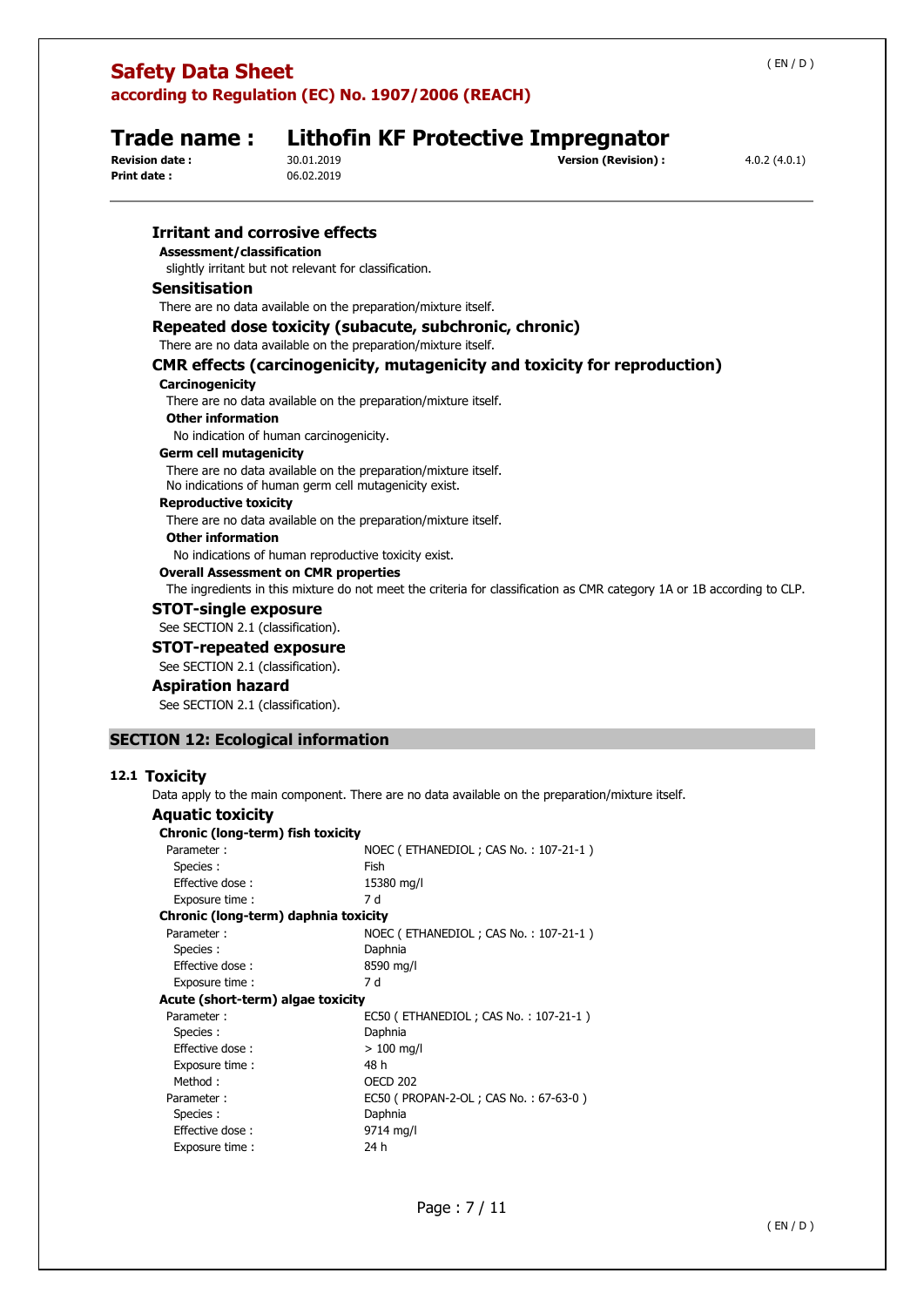### Irritant and corrosive effects

**Assessment/classification**

slightly irritant but not relevant for classification.

### Sensitisation

There are no data available on the preparation/mixture itself.

### Repeated dose toxicity (subacute, subchronic, chronic)

There are no data available on the preparation/mixture itself.

### CMR effects (carcinogenicity, mutagenicity and toxicity for reproduction)

**Carcinogenicity**

There are no data available on the preparation/mixture itself.

**Other information**

No indication of human carcinogenicity.

**Germ cell mutagenicity**

There are no data available on the preparation/mixture itself.
No indications of human germ cell mutagenicity exist.

**Reproductive toxicity**

There are no data available on the preparation/mixture itself.

**Other information**

No indications of human reproductive toxicity exist.

**Overall Assessment on CMR properties**

The ingredients in this mixture do not meet the criteria for classification as CMR category 1A or 1B according to CLP.

### STOT-single exposure

See SECTION 2.1 (classification).

### STOT-repeated exposure

See SECTION 2.1 (classification).

### Aspiration hazard

See SECTION 2.1 (classification).

## SECTION 12: Ecological information

### 12.1 Toxicity

Data apply to the main component. There are no data available on the preparation/mixture itself.

### Aquatic toxicity

**Chronic (long-term) fish toxicity**

| | |
|---|---|
| Parameter : | NOEC ( ETHANEDIOL ; CAS No. : 107-21-1 ) |
| Species : | Fish |
| Effective dose : | 15380 mg/l |
| Exposure time : | 7 d |

**Chronic (long-term) daphnia toxicity**

| | |
|---|---|
| Parameter : | NOEC ( ETHANEDIOL ; CAS No. : 107-21-1 ) |
| Species : | Daphnia |
| Effective dose : | 8590 mg/l |
| Exposure time : | 7 d |

**Acute (short-term) algae toxicity**

| | |
|---|---|
| Parameter : | EC50 ( ETHANEDIOL ; CAS No. : 107-21-1 ) |
| Species : | Daphnia |
| Effective dose : | > 100 mg/l |
| Exposure time : | 48 h |
| Method : | OECD 202 |
| Parameter : | EC50 ( PROPAN-2-OL ; CAS No. : 67-63-0 ) |
| Species : | Daphnia |
| Effective dose : | 9714 mg/l |
| Exposure time : | 24 h |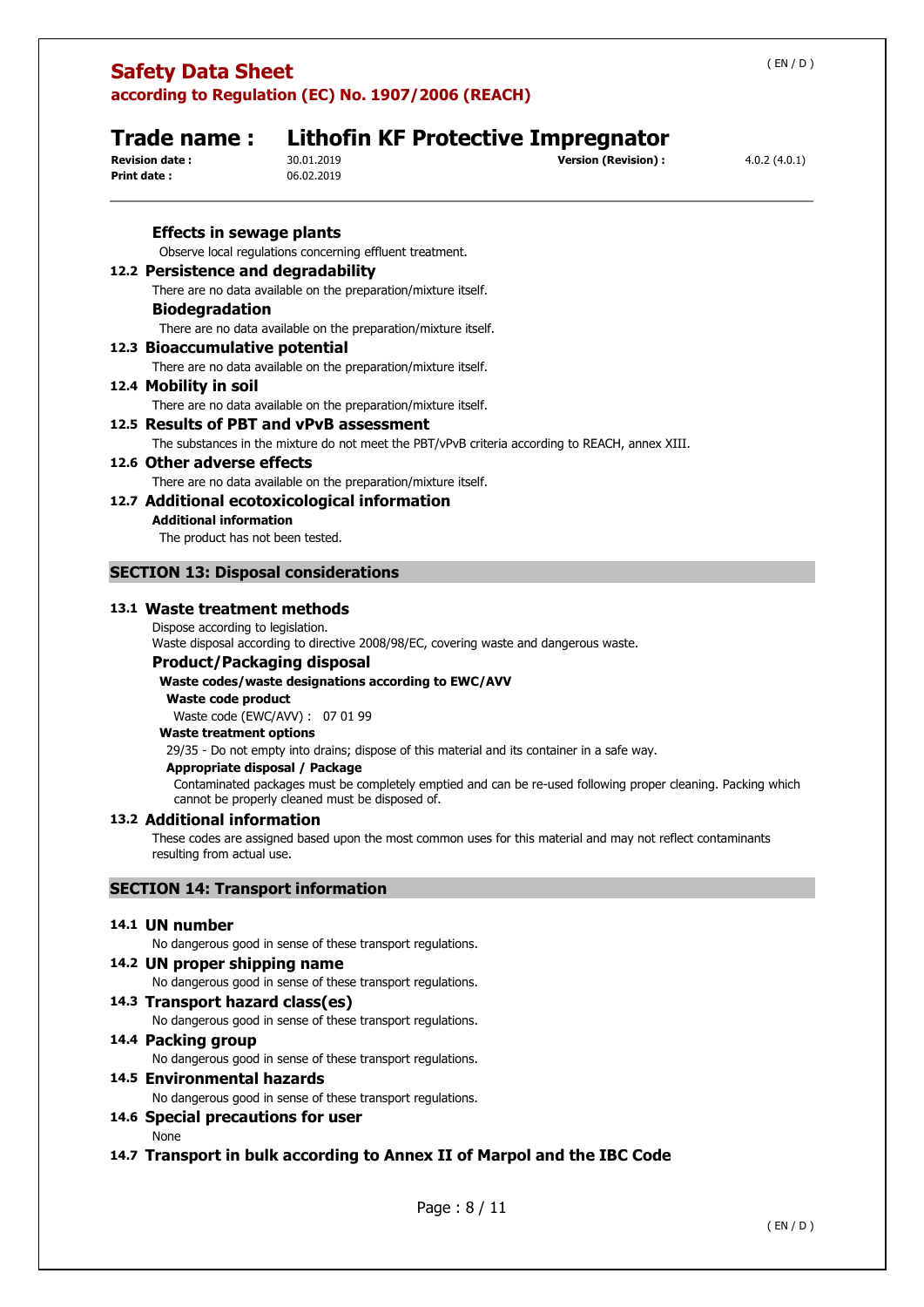#### Effects in sewage plants

Observe local regulations concerning effluent treatment.

### 12.2 Persistence and degradability

There are no data available on the preparation/mixture itself.

#### Biodegradation

There are no data available on the preparation/mixture itself.

### 12.3 Bioaccumulative potential

There are no data available on the preparation/mixture itself.

### 12.4 Mobility in soil

There are no data available on the preparation/mixture itself.

### 12.5 Results of PBT and vPvB assessment

The substances in the mixture do not meet the PBT/vPvB criteria according to REACH, annex XIII.

### 12.6 Other adverse effects

There are no data available on the preparation/mixture itself.

### 12.7 Additional ecotoxicological information

**Additional information**

The product has not been tested.

## SECTION 13: Disposal considerations

### 13.1 Waste treatment methods

Dispose according to legislation.
Waste disposal according to directive 2008/98/EC, covering waste and dangerous waste.

#### Product/Packaging disposal

**Waste codes/waste designations according to EWC/AVV**

**Waste code product**

Waste code (EWC/AVV) : 07 01 99

**Waste treatment options**

29/35 - Do not empty into drains; dispose of this material and its container in a safe way.

**Appropriate disposal / Package**

Contaminated packages must be completely emptied and can be re-used following proper cleaning. Packing which cannot be properly cleaned must be disposed of.

### 13.2 Additional information

These codes are assigned based upon the most common uses for this material and may not reflect contaminants resulting from actual use.

## SECTION 14: Transport information

### 14.1 UN number

No dangerous good in sense of these transport regulations.

### 14.2 UN proper shipping name

No dangerous good in sense of these transport regulations.

### 14.3 Transport hazard class(es)

No dangerous good in sense of these transport regulations.

### 14.4 Packing group

No dangerous good in sense of these transport regulations.

### 14.5 Environmental hazards

No dangerous good in sense of these transport regulations.

### 14.6 Special precautions for user

None

### 14.7 Transport in bulk according to Annex II of Marpol and the IBC Code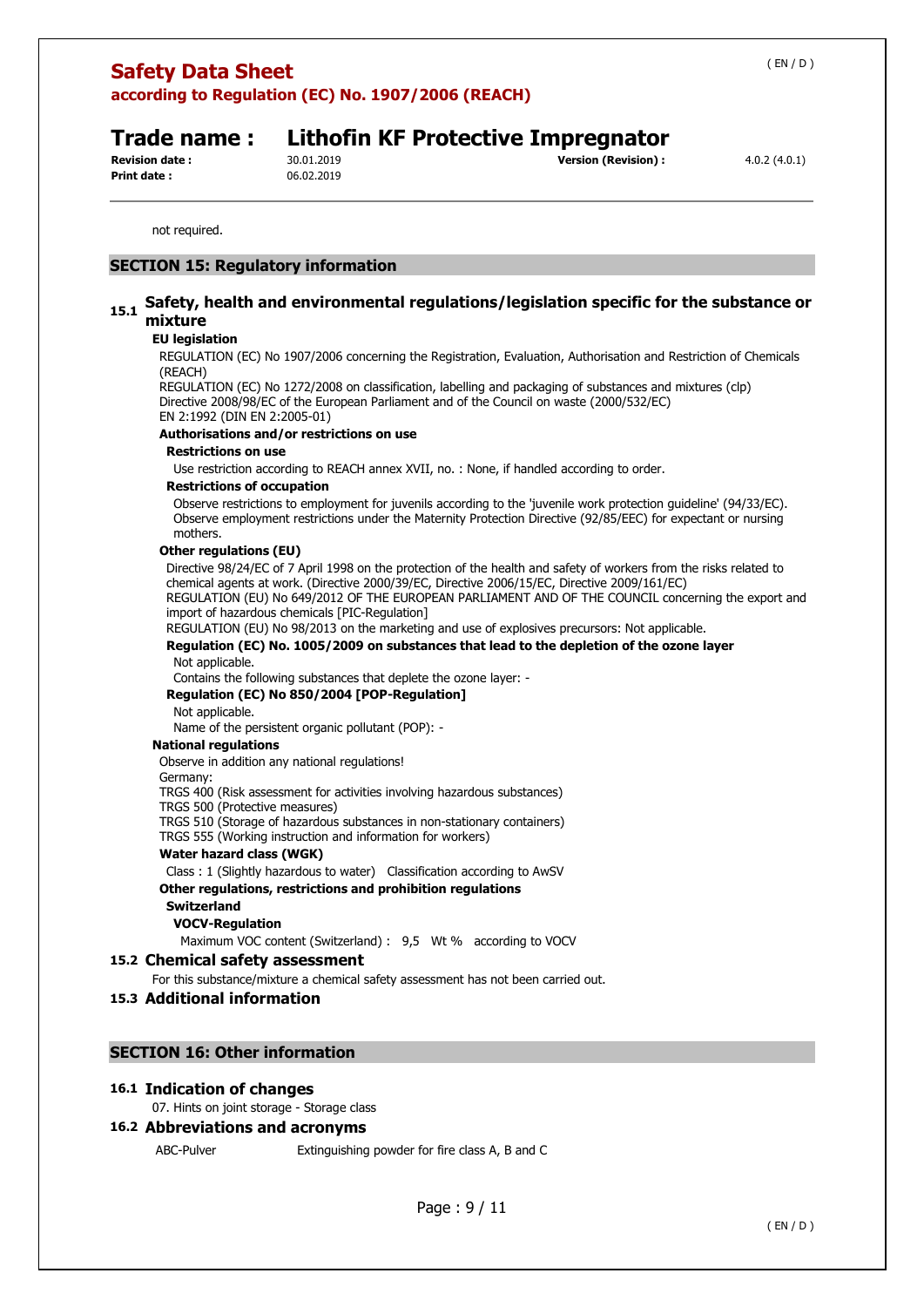not required.

## SECTION 15: Regulatory information

### 15.1 Safety, health and environmental regulations/legislation specific for the substance or mixture

**EU legislation**

REGULATION (EC) No 1907/2006 concerning the Registration, Evaluation, Authorisation and Restriction of Chemicals (REACH)
REGULATION (EC) No 1272/2008 on classification, labelling and packaging of substances and mixtures (clp)
Directive 2008/98/EC of the European Parliament and of the Council on waste (2000/532/EC)
EN 2:1992 (DIN EN 2:2005-01)

**Authorisations and/or restrictions on use**

**Restrictions on use**

Use restriction according to REACH annex XVII, no. : None, if handled according to order.

**Restrictions of occupation**

Observe restrictions to employment for juvenils according to the 'juvenile work protection guideline' (94/33/EC). Observe employment restrictions under the Maternity Protection Directive (92/85/EEC) for expectant or nursing mothers.

**Other regulations (EU)**

Directive 98/24/EC of 7 April 1998 on the protection of the health and safety of workers from the risks related to chemical agents at work. (Directive 2000/39/EC, Directive 2006/15/EC, Directive 2009/161/EC)
REGULATION (EU) No 649/2012 OF THE EUROPEAN PARLIAMENT AND OF THE COUNCIL concerning the export and import of hazardous chemicals [PIC-Regulation]
REGULATION (EU) No 98/2013 on the marketing and use of explosives precursors: Not applicable.

**Regulation (EC) No. 1005/2009 on substances that lead to the depletion of the ozone layer**

Not applicable.
Contains the following substances that deplete the ozone layer: -

**Regulation (EC) No 850/2004 [POP-Regulation]**

Not applicable.
Name of the persistent organic pollutant (POP): -

**National regulations**

Observe in addition any national regulations!
Germany:
TRGS 400 (Risk assessment for activities involving hazardous substances)
TRGS 500 (Protective measures)
TRGS 510 (Storage of hazardous substances in non-stationary containers)
TRGS 555 (Working instruction and information for workers)

**Water hazard class (WGK)**

Class : 1 (Slightly hazardous to water) Classification according to AwSV

**Other regulations, restrictions and prohibition regulations**

**Switzerland**

**VOCV-Regulation**

Maximum VOC content (Switzerland) : 9,5 Wt % according to VOCV

### 15.2 Chemical safety assessment

For this substance/mixture a chemical safety assessment has not been carried out.

### 15.3 Additional information

## SECTION 16: Other information

### 16.1 Indication of changes

07. Hints on joint storage - Storage class

### 16.2 Abbreviations and acronyms

| | |
|---|---|
| ABC-Pulver | Extinguishing powder for fire class A, B and C |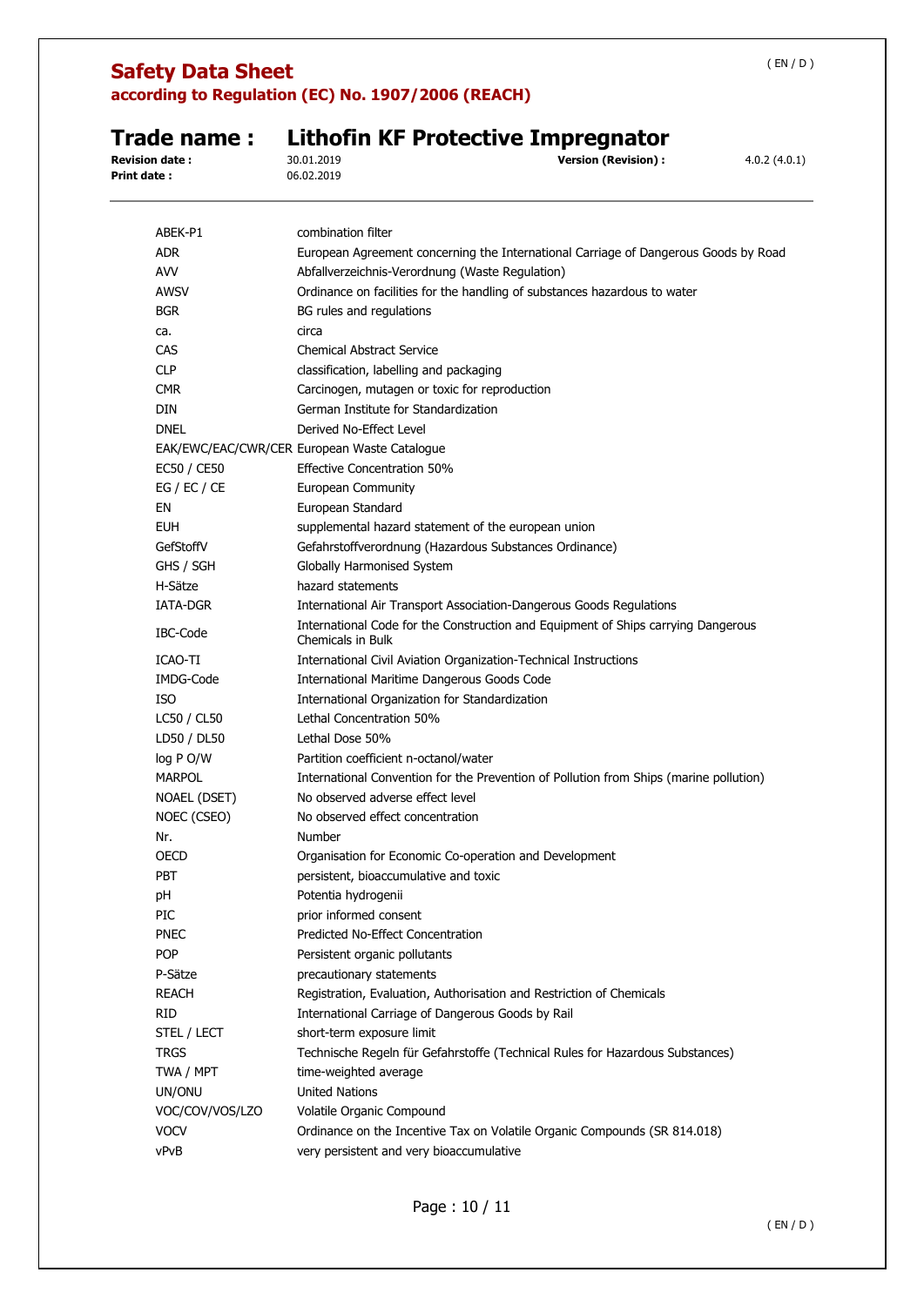| | |
|---|---|
| ABEK-P1 | combination filter |
| ADR | European Agreement concerning the International Carriage of Dangerous Goods by Road |
| AVV | Abfallverzeichnis-Verordnung (Waste Regulation) |
| AWSV | Ordinance on facilities for the handling of substances hazardous to water |
| BGR | BG rules and regulations |
| ca. | circa |
| CAS | Chemical Abstract Service |
| CLP | classification, labelling and packaging |
| CMR | Carcinogen, mutagen or toxic for reproduction |
| DIN | German Institute for Standardization |
| DNEL | Derived No-Effect Level |
| EAK/EWC/EAC/CWR/CER | European Waste Catalogue |
| EC50 / CE50 | Effective Concentration 50% |
| EG / EC / CE | European Community |
| EN | European Standard |
| EUH | supplemental hazard statement of the european union |
| GefStoffV | Gefahrstoffverordnung (Hazardous Substances Ordinance) |
| GHS / SGH | Globally Harmonised System |
| H-Sätze | hazard statements |
| IATA-DGR | International Air Transport Association-Dangerous Goods Regulations |
| IBC-Code | International Code for the Construction and Equipment of Ships carrying Dangerous Chemicals in Bulk |
| ICAO-TI | International Civil Aviation Organization-Technical Instructions |
| IMDG-Code | International Maritime Dangerous Goods Code |
| ISO | International Organization for Standardization |
| LC50 / CL50 | Lethal Concentration 50% |
| LD50 / DL50 | Lethal Dose 50% |
| log P O/W | Partition coefficient n-octanol/water |
| MARPOL | International Convention for the Prevention of Pollution from Ships (marine pollution) |
| NOAEL (DSET) | No observed adverse effect level |
| NOEC (CSEO) | No observed effect concentration |
| Nr. | Number |
| OECD | Organisation for Economic Co-operation and Development |
| PBT | persistent, bioaccumulative and toxic |
| pH | Potentia hydrogenii |
| PIC | prior informed consent |
| PNEC | Predicted No-Effect Concentration |
| POP | Persistent organic pollutants |
| P-Sätze | precautionary statements |
| REACH | Registration, Evaluation, Authorisation and Restriction of Chemicals |
| RID | International Carriage of Dangerous Goods by Rail |
| STEL / LECT | short-term exposure limit |
| TRGS | Technische Regeln für Gefahrstoffe (Technical Rules for Hazardous Substances) |
| TWA / MPT | time-weighted average |
| UN/ONU | United Nations |
| VOC/COV/VOS/LZO | Volatile Organic Compound |
| VOCV | Ordinance on the Incentive Tax on Volatile Organic Compounds (SR 814.018) |
| vPvB | very persistent and very bioaccumulative |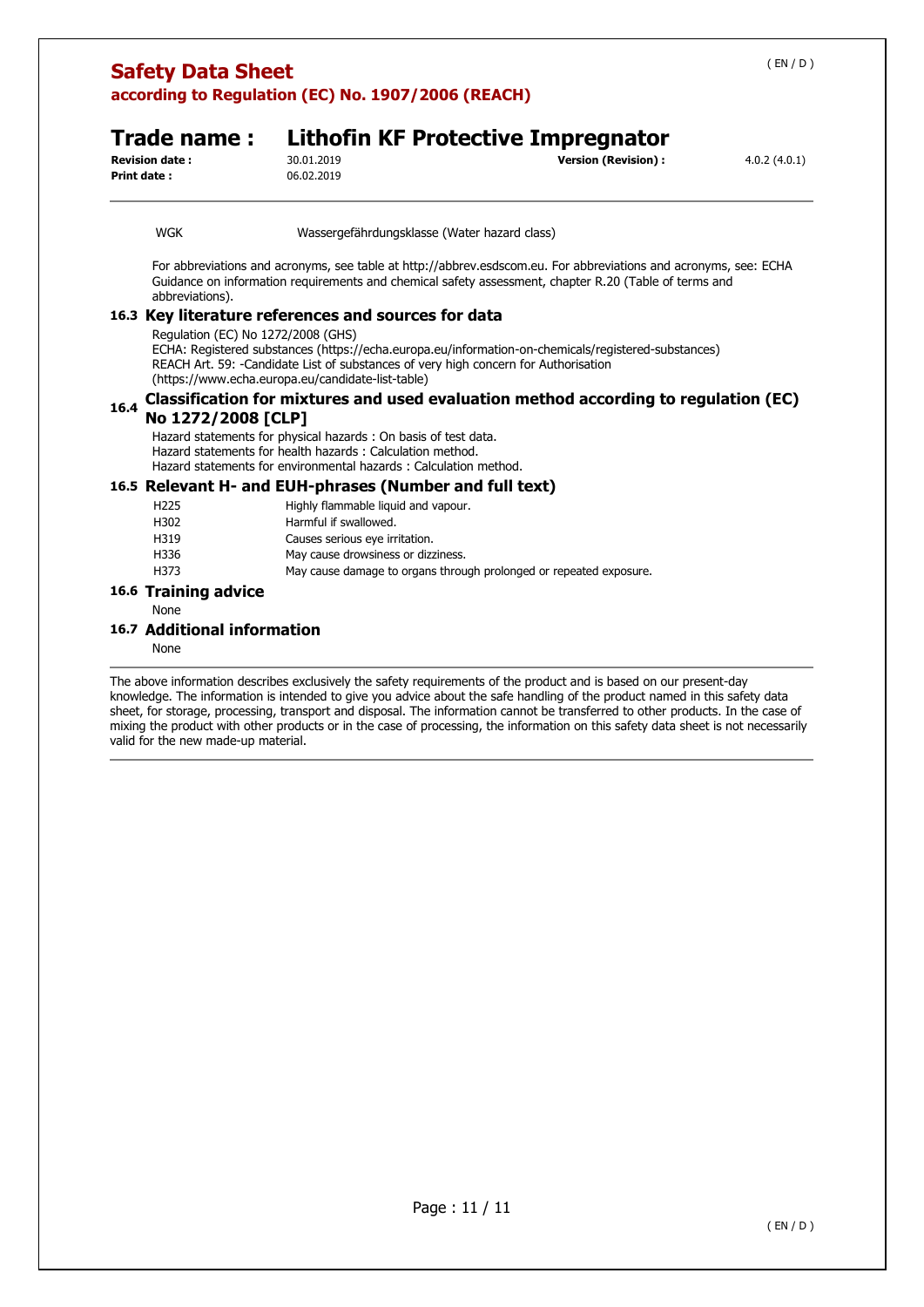| | |
|---|---|
| WGK | Wassergefährdungsklasse (Water hazard class) |

For abbreviations and acronyms, see table at http://abbrev.esdscom.eu. For abbreviations and acronyms, see: ECHA Guidance on information requirements and chemical safety assessment, chapter R.20 (Table of terms and abbreviations).

## 16.3 Key literature references and sources for data

Regulation (EC) No 1272/2008 (GHS)
ECHA: Registered substances (https://echa.europa.eu/information-on-chemicals/registered-substances)
REACH Art. 59: -Candidate List of substances of very high concern for Authorisation (https://www.echa.europa.eu/candidate-list-table)

## 16.4 Classification for mixtures and used evaluation method according to regulation (EC) No 1272/2008 [CLP]

Hazard statements for physical hazards : On basis of test data.
Hazard statements for health hazards : Calculation method.
Hazard statements for environmental hazards : Calculation method.

## 16.5 Relevant H- and EUH-phrases (Number and full text)

| | |
|---|---|
| H225 | Highly flammable liquid and vapour. |
| H302 | Harmful if swallowed. |
| H319 | Causes serious eye irritation. |
| H336 | May cause drowsiness or dizziness. |
| H373 | May cause damage to organs through prolonged or repeated exposure. |

## 16.6 Training advice

None

## 16.7 Additional information

None

---

The above information describes exclusively the safety requirements of the product and is based on our present-day knowledge. The information is intended to give you advice about the safe handling of the product named in this safety data sheet, for storage, processing, transport and disposal. The information cannot be transferred to other products. In the case of mixing the product with other products or in the case of processing, the information on this safety data sheet is not necessarily valid for the new made-up material.